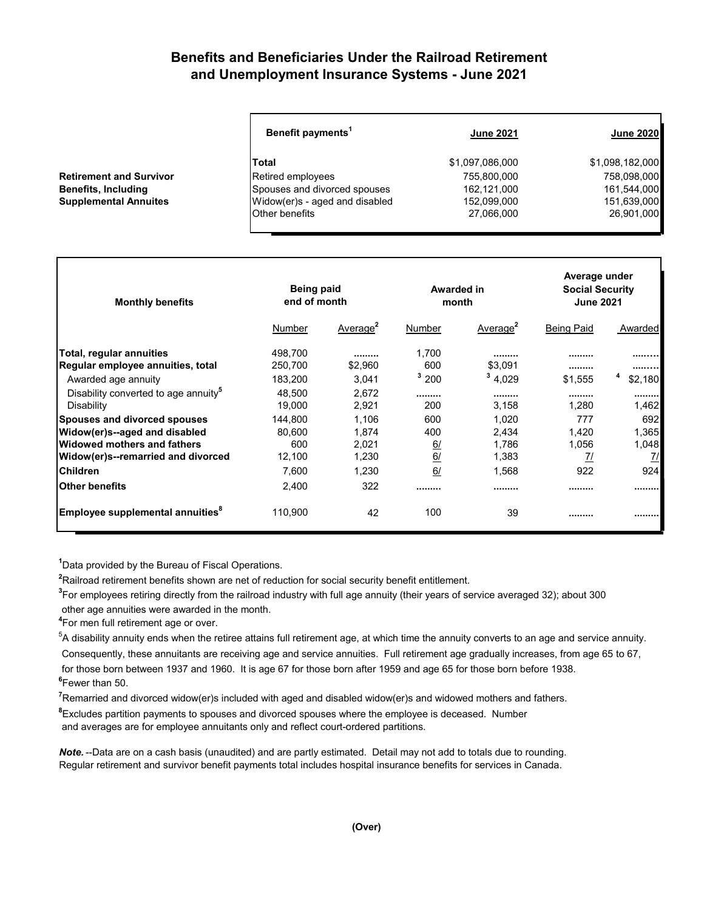# Benefits and Beneficiaries Under the Railroad Retirement and Unemployment Insurance Systems - June 2021

| | Benefit payments[1] | June 2021 | June 2020 |
|---|---|---|---|
| **Retirement and Survivor Benefits, Including Supplemental Annuites** | **Total** | $1,097,086,000 | $1,098,182,000 |
| | Retired employees | 755,800,000 | 758,098,000 |
| | Spouses and divorced spouses | 162,121,000 | 161,544,000 |
| | Widow(er)s - aged and disabled | 152,099,000 | 151,639,000 |
| | Other benefits | 27,066,000 | 26,901,000 |

| Monthly benefits | Being paid end of month | | Awarded in month | | Average under Social Security June 2021 | |
|---|---|---|---|---|---|---|
| | Number | Average[2] | Number | Average[2] | Being Paid | Awarded |
| **Total, regular annuities** | 498,700 | ......... | 1,700 | ......... | ......... | ......... |
| **Regular employee annuities, total** | 250,700 | $2,960 | 600 | $3,091 | ......... | ......... |
| Awarded age annuity | 183,200 | 3,041 | [3] 200 | [3] 4,029 | $1,555 | [4] $2,180 |
| Disability converted to age annuity[5] | 48,500 | 2,672 | ......... | ......... | ......... | ......... |
| Disability | 19,000 | 2,921 | 200 | 3,158 | 1,280 | 1,462 |
| **Spouses and divorced spouses** | 144,800 | 1,106 | 600 | 1,020 | 777 | 692 |
| **Widow(er)s--aged and disabled** | 80,600 | 1,874 | 400 | 2,434 | 1,420 | 1,365 |
| **Widowed mothers and fathers** | 600 | 2,021 | 6/ | 1,786 | 1,056 | 1,048 |
| **Widow(er)s--remarried and divorced** | 12,100 | 1,230 | 6/ | 1,383 | 7/ | 7/ |
| **Children** | 7,600 | 1,230 | 6/ | 1,568 | 922 | 924 |
| **Other benefits** | 2,400 | 322 | ......... | ......... | ......... | ......... |
| **Employee supplemental annuities[8]** | 110,900 | 42 | 100 | 39 | ......... | ......... |

[1]Data provided by the Bureau of Fiscal Operations.

[2]Railroad retirement benefits shown are net of reduction for social security benefit entitlement.

[3]For employees retiring directly from the railroad industry with full age annuity (their years of service averaged 32); about 300 other age annuities were awarded in the month.

[4]For men full retirement age or over.

[5]A disability annuity ends when the retiree attains full retirement age, at which time the annuity converts to an age and service annuity. Consequently, these annuitants are receiving age and service annuities. Full retirement age gradually increases, from age 65 to 67, for those born between 1937 and 1960. It is age 67 for those born after 1959 and age 65 for those born before 1938.

[6]Fewer than 50.

[7]Remarried and divorced widow(er)s included with aged and disabled widow(er)s and widowed mothers and fathers.

[8]Excludes partition payments to spouses and divorced spouses where the employee is deceased. Number and averages are for employee annuitants only and reflect court-ordered partitions.

***Note.*** --Data are on a cash basis (unaudited) and are partly estimated. Detail may not add to totals due to rounding. Regular retirement and survivor benefit payments total includes hospital insurance benefits for services in Canada.

**(Over)**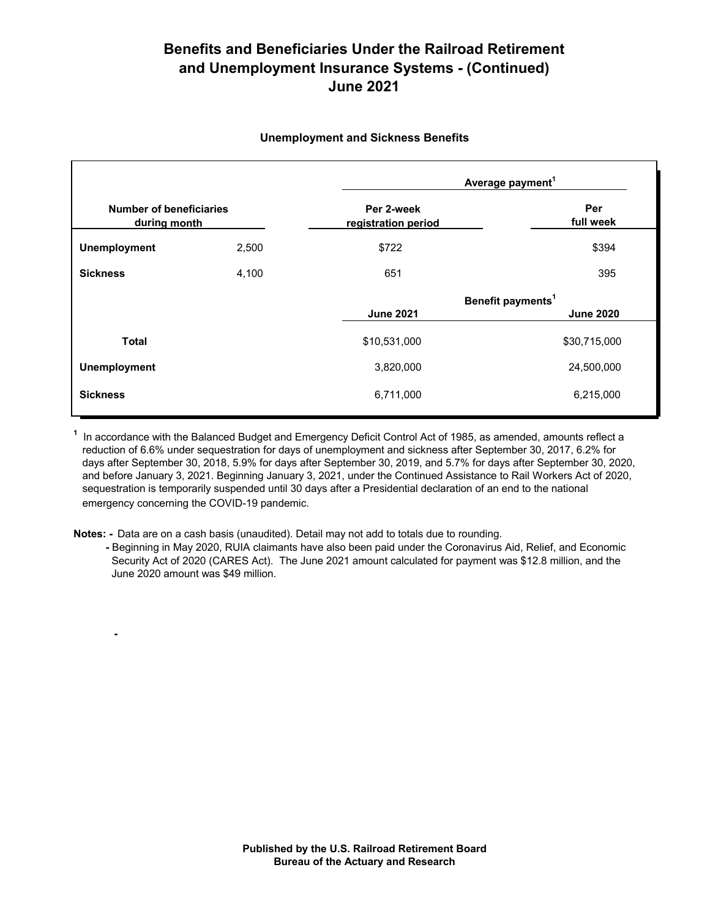# Benefits and Beneficiaries Under the Railroad Retirement and Unemployment Insurance Systems - (Continued)
# June 2021

### Unemployment and Sickness Benefits

| Number of beneficiaries during month | | Average payment[1] Per 2-week registration period | Per full week |
|---|---|---|---|
| **Unemployment** | 2,500 | $722 | $394 |
| **Sickness** | 4,100 | 651 | 395 |
| | | **Benefit payments[1] June 2021** | **June 2020** |
| **Total** | | $10,531,000 | $30,715,000 |
| **Unemployment** | | 3,820,000 | 24,500,000 |
| **Sickness** | | 6,711,000 | 6,215,000 |

[1] In accordance with the Balanced Budget and Emergency Deficit Control Act of 1985, as amended, amounts reflect a reduction of 6.6% under sequestration for days of unemployment and sickness after September 30, 2017, 6.2% for days after September 30, 2018, 5.9% for days after September 30, 2019, and 5.7% for days after September 30, 2020, and before January 3, 2021. Beginning January 3, 2021, under the Continued Assistance to Rail Workers Act of 2020, sequestration is temporarily suspended until 30 days after a Presidential declaration of an end to the national emergency concerning the COVID-19 pandemic.

**Notes:**
- Data are on a cash basis (unaudited). Detail may not add to totals due to rounding.
- Beginning in May 2020, RUIA claimants have also been paid under the Coronavirus Aid, Relief, and Economic Security Act of 2020 (CARES Act). The June 2021 amount calculated for payment was $12.8 million, and the June 2020 amount was $49 million.

**Published by the U.S. Railroad Retirement Board**
**Bureau of the Actuary and Research**